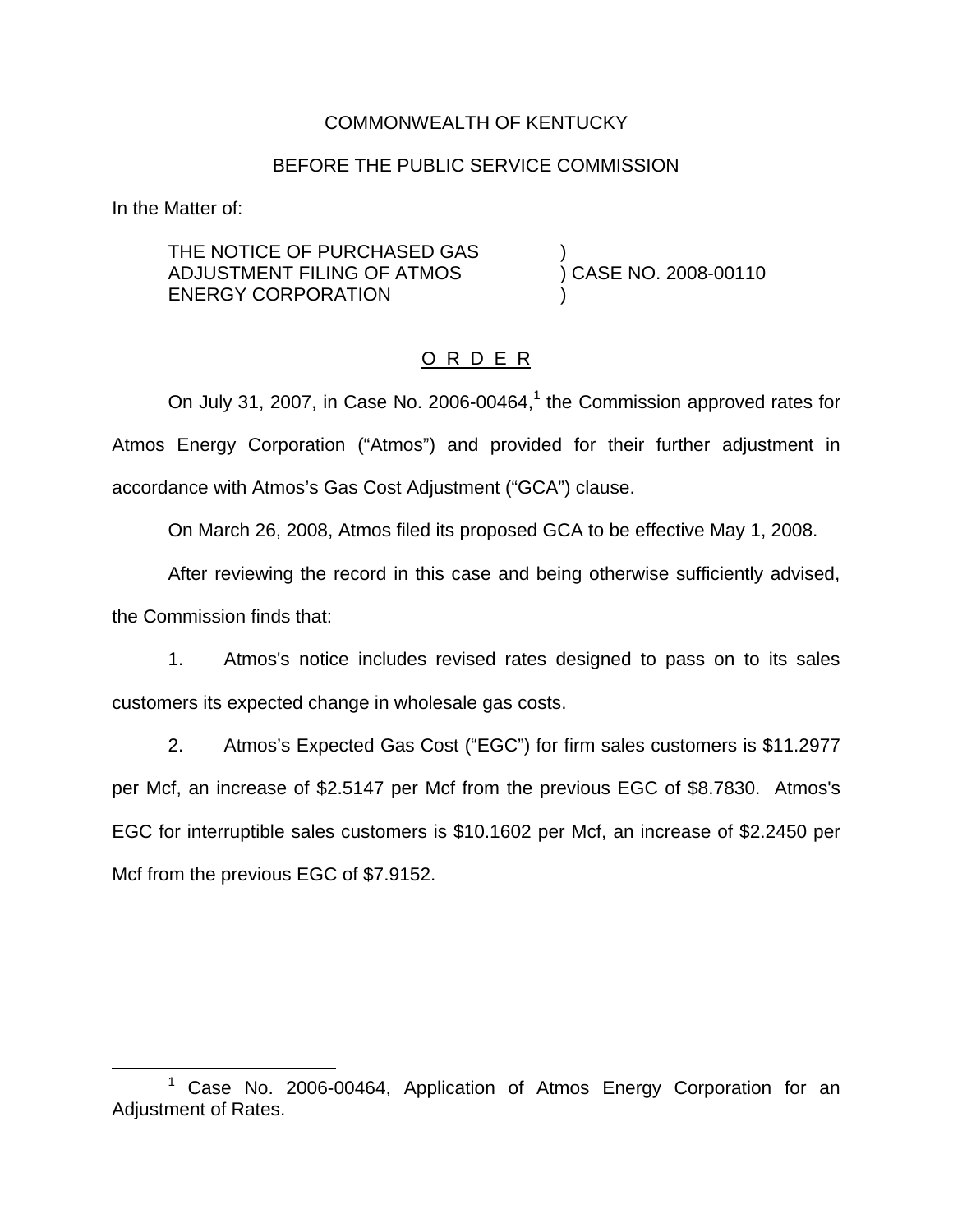COMMONWEALTH OF KENTUCKY

BEFORE THE PUBLIC SERVICE COMMISSION

In the Matter of:

| | |
|---|---|
| THE NOTICE OF PURCHASED GAS ADJUSTMENT FILING OF ATMOS ENERGY CORPORATION | ) CASE NO. 2008-00110 |

## O R D E R

On July 31, 2007, in Case No. 2006-00464,[1] the Commission approved rates for Atmos Energy Corporation ("Atmos") and provided for their further adjustment in accordance with Atmos's Gas Cost Adjustment ("GCA") clause.

On March 26, 2008, Atmos filed its proposed GCA to be effective May 1, 2008.

After reviewing the record in this case and being otherwise sufficiently advised, the Commission finds that:

1. Atmos's notice includes revised rates designed to pass on to its sales customers its expected change in wholesale gas costs.

2. Atmos's Expected Gas Cost ("EGC") for firm sales customers is $11.2977 per Mcf, an increase of $2.5147 per Mcf from the previous EGC of $8.7830. Atmos's EGC for interruptible sales customers is $10.1602 per Mcf, an increase of $2.2450 per Mcf from the previous EGC of $7.9152.

[1] Case No. 2006-00464, Application of Atmos Energy Corporation for an Adjustment of Rates.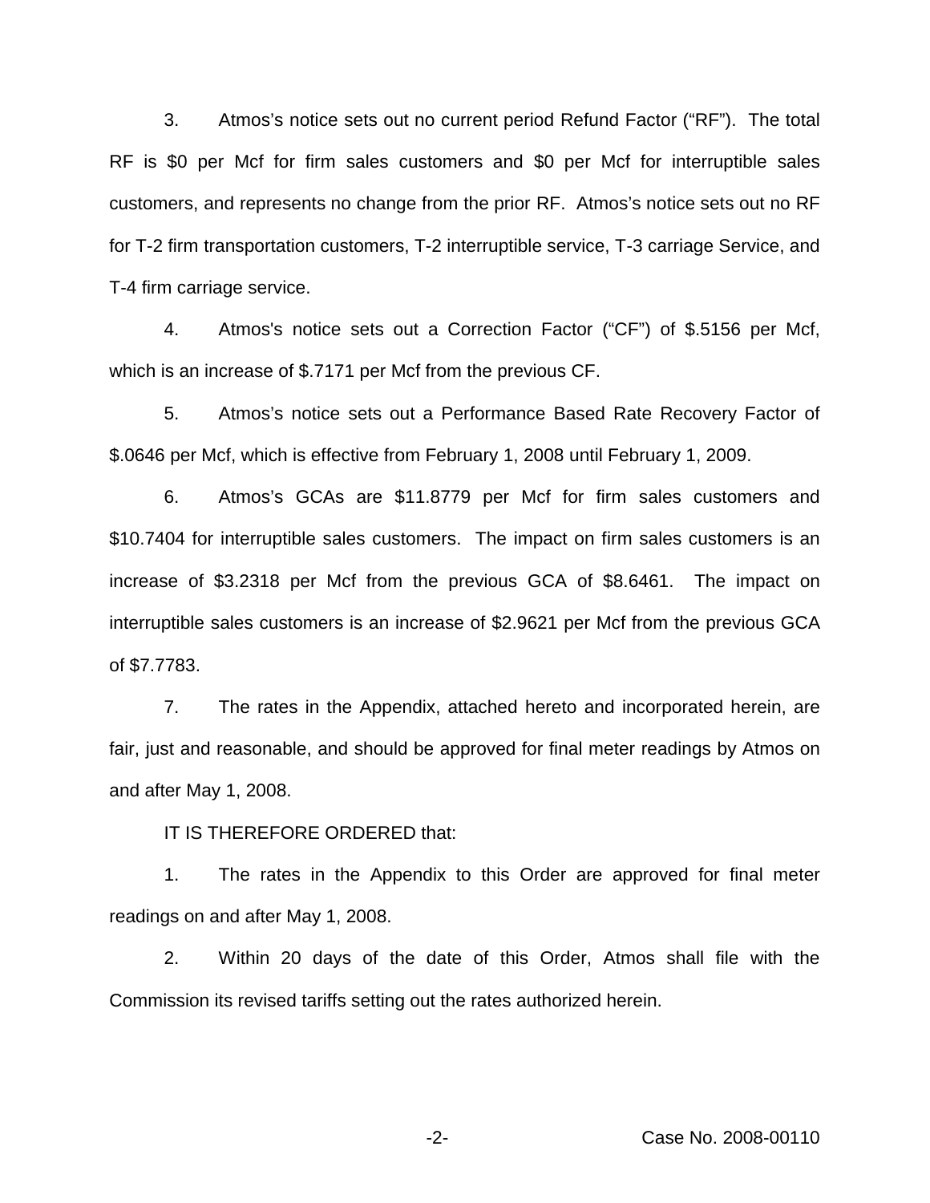3. Atmos's notice sets out no current period Refund Factor ("RF"). The total RF is $0 per Mcf for firm sales customers and $0 per Mcf for interruptible sales customers, and represents no change from the prior RF. Atmos's notice sets out no RF for T-2 firm transportation customers, T-2 interruptible service, T-3 carriage Service, and T-4 firm carriage service.

4. Atmos's notice sets out a Correction Factor ("CF") of $.5156 per Mcf, which is an increase of $.7171 per Mcf from the previous CF.

5. Atmos's notice sets out a Performance Based Rate Recovery Factor of $.0646 per Mcf, which is effective from February 1, 2008 until February 1, 2009.

6. Atmos's GCAs are $11.8779 per Mcf for firm sales customers and $10.7404 for interruptible sales customers. The impact on firm sales customers is an increase of $3.2318 per Mcf from the previous GCA of $8.6461. The impact on interruptible sales customers is an increase of $2.9621 per Mcf from the previous GCA of $7.7783.

7. The rates in the Appendix, attached hereto and incorporated herein, are fair, just and reasonable, and should be approved for final meter readings by Atmos on and after May 1, 2008.

IT IS THEREFORE ORDERED that:

1. The rates in the Appendix to this Order are approved for final meter readings on and after May 1, 2008.

2. Within 20 days of the date of this Order, Atmos shall file with the Commission its revised tariffs setting out the rates authorized herein.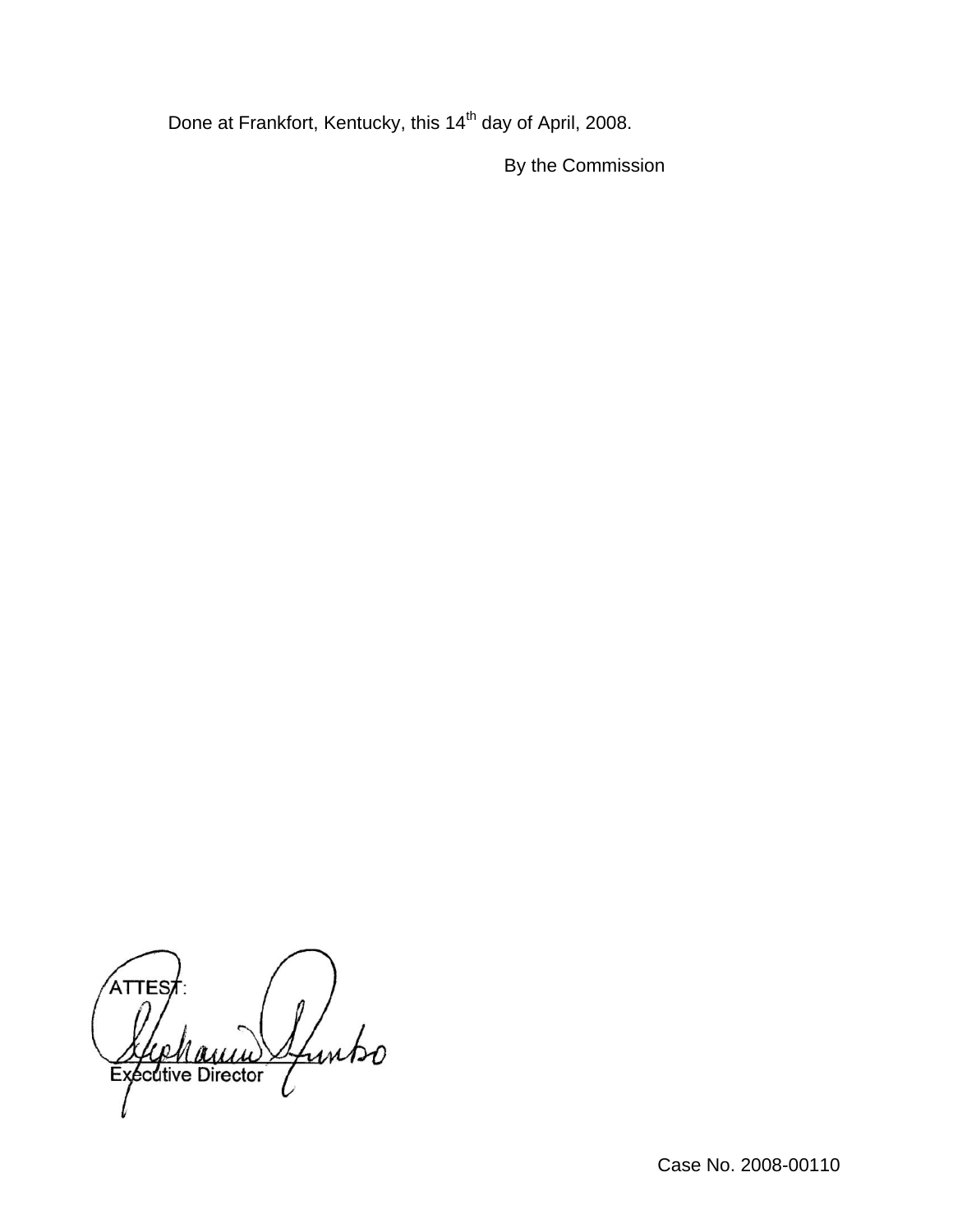Done at Frankfort, Kentucky, this 14th day of April, 2008.

By the Commission

ATTEST:

Executive Director

Case No. 2008-00110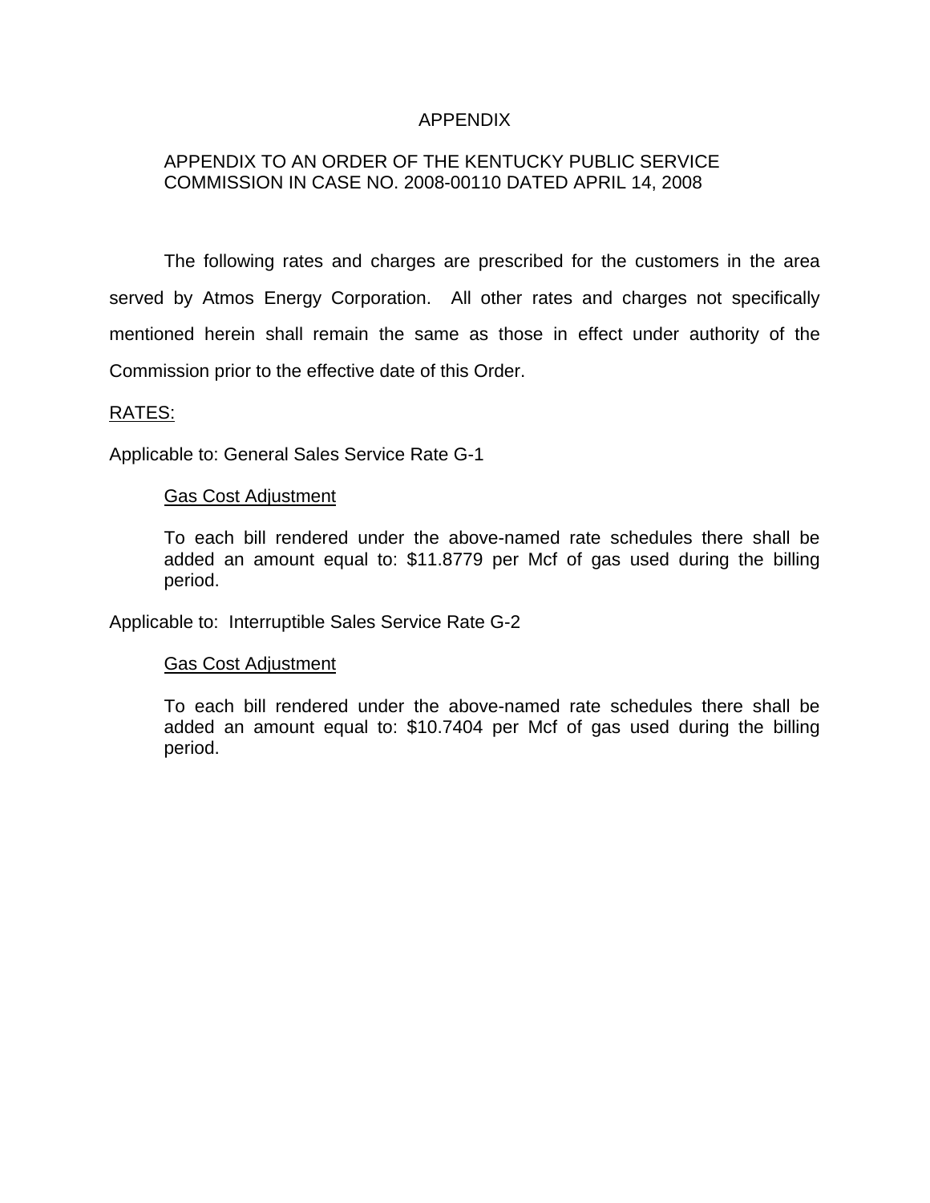# APPENDIX

APPENDIX TO AN ORDER OF THE KENTUCKY PUBLIC SERVICE COMMISSION IN CASE NO. 2008-00110 DATED APRIL 14, 2008

The following rates and charges are prescribed for the customers in the area served by Atmos Energy Corporation. All other rates and charges not specifically mentioned herein shall remain the same as those in effect under authority of the Commission prior to the effective date of this Order.

<u>RATES:</u>

Applicable to: General Sales Service Rate G-1

<u>Gas Cost Adjustment</u>

To each bill rendered under the above-named rate schedules there shall be added an amount equal to: $11.8779 per Mcf of gas used during the billing period.

Applicable to: Interruptible Sales Service Rate G-2

<u>Gas Cost Adjustment</u>

To each bill rendered under the above-named rate schedules there shall be added an amount equal to: $10.7404 per Mcf of gas used during the billing period.